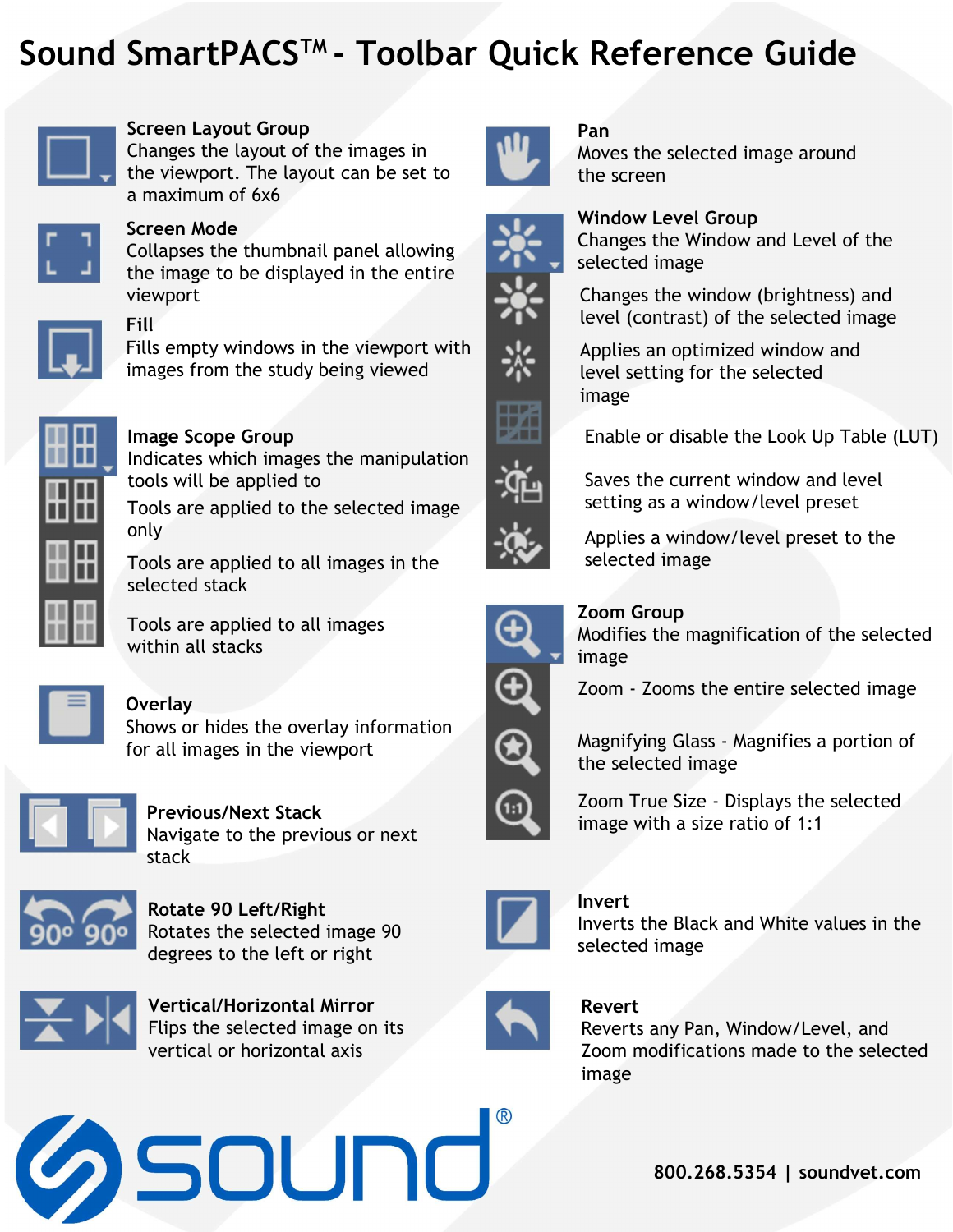# Sound SmartPACS™ - Toolbar Quick Reference Guide

**Screen Layout Group**
Changes the layout of the images in the viewport. The layout can be set to a maximum of 6x6

**Screen Mode**
Collapses the thumbnail panel allowing the image to be displayed in the entire viewport

**Fill**
Fills empty windows in the viewport with images from the study being viewed

**Image Scope Group**
Indicates which images the manipulation tools will be applied to

Tools are applied to the selected image only

Tools are applied to all images in the selected stack

Tools are applied to all images within all stacks

**Overlay**
Shows or hides the overlay information for all images in the viewport

**Previous/Next Stack**
Navigate to the previous or next stack

**Rotate 90 Left/Right**
Rotates the selected image 90 degrees to the left or right

**Vertical/Horizontal Mirror**
Flips the selected image on its vertical or horizontal axis

**Pan**
Moves the selected image around the screen

**Window Level Group**
Changes the Window and Level of the selected image

Changes the window (brightness) and level (contrast) of the selected image

Applies an optimized window and level setting for the selected image

Enable or disable the Look Up Table (LUT)

Saves the current window and level setting as a window/level preset

Applies a window/level preset to the selected image

**Zoom Group**
Modifies the magnification of the selected image

Zoom - Zooms the entire selected image

Magnifying Glass - Magnifies a portion of the selected image

Zoom True Size - Displays the selected image with a size ratio of 1:1

**Invert**
Inverts the Black and White values in the selected image

**Revert**
Reverts any Pan, Window/Level, and Zoom modifications made to the selected image

sound®

800.268.5354 | soundvet.com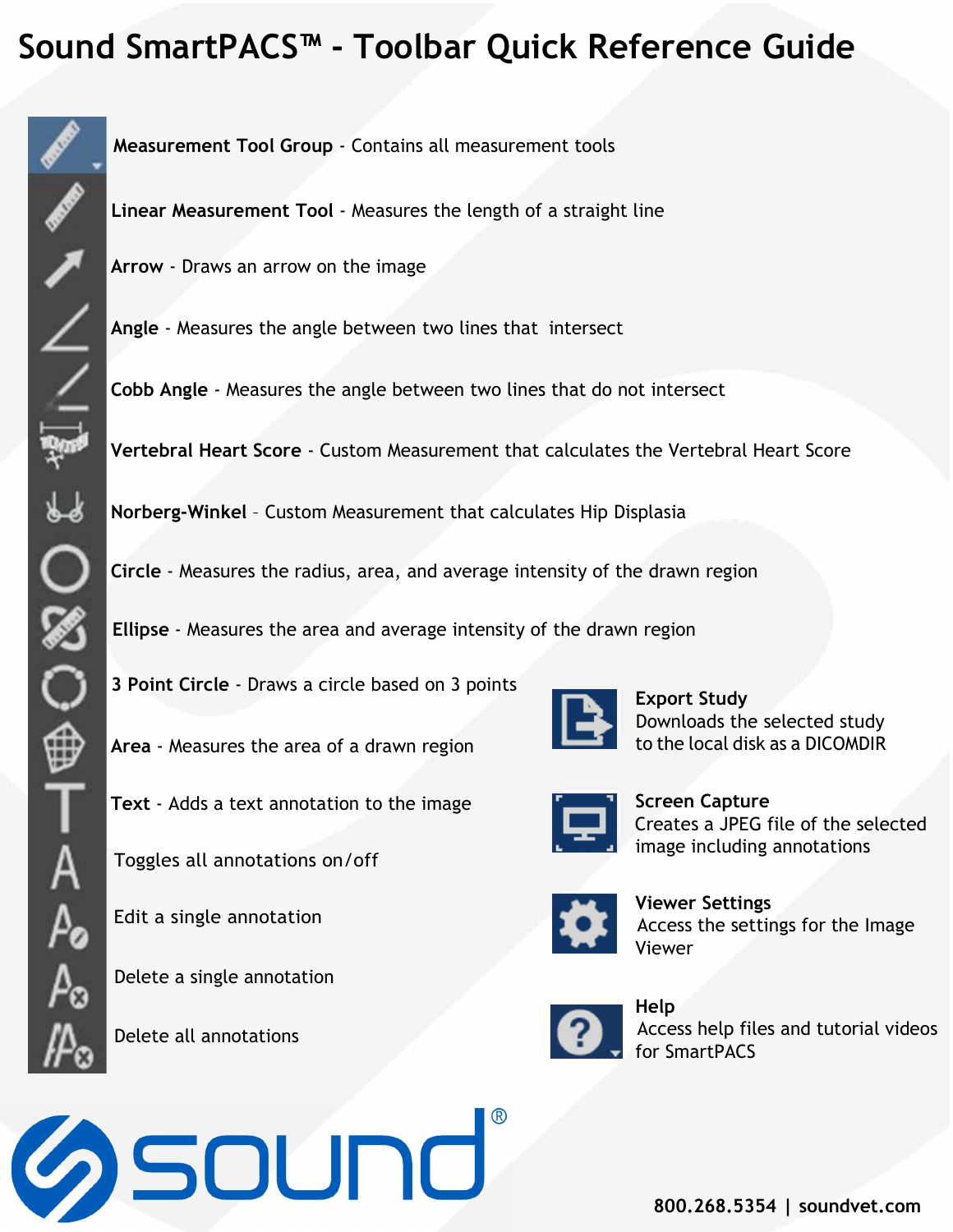# Sound SmartPACS™ - Toolbar Quick Reference Guide

**Measurement Tool Group** - Contains all measurement tools

**Linear Measurement Tool** - Measures the length of a straight line

**Arrow** - Draws an arrow on the image

**Angle** - Measures the angle between two lines that intersect

**Cobb Angle** - Measures the angle between two lines that do not intersect

**Vertebral Heart Score** - Custom Measurement that calculates the Vertebral Heart Score

**Norberg-Winkel** – Custom Measurement that calculates Hip Displasia

**Circle** - Measures the radius, area, and average intensity of the drawn region

**Ellipse** - Measures the area and average intensity of the drawn region

**3 Point Circle** - Draws a circle based on 3 points

**Area** - Measures the area of a drawn region

**Text** - Adds a text annotation to the image

Toggles all annotations on/off

Edit a single annotation

Delete a single annotation

Delete all annotations

**Export Study**
Downloads the selected study to the local disk as a DICOMDIR

**Screen Capture**
Creates a JPEG file of the selected image including annotations

**Viewer Settings**
Access the settings for the Image Viewer

**Help**
Access help files and tutorial videos for SmartPACS

sound®

800.268.5354 | soundvet.com